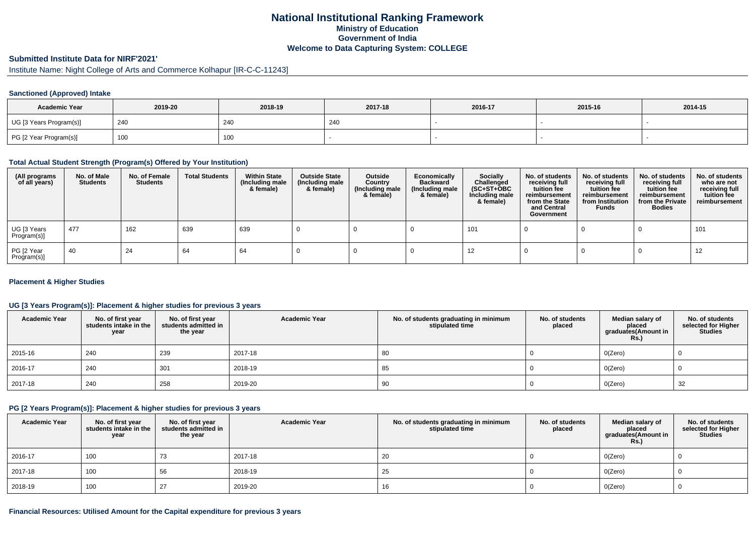# National Institutional Ranking Framework
## Ministry of Education
## Government of India
## Welcome to Data Capturing System: COLLEGE

### Submitted Institute Data for NIRF'2021'

Institute Name: Night College of Arts and Commerce Kolhapur [IR-C-C-11243]

#### Sanctioned (Approved) Intake

| Academic Year | 2019-20 | 2018-19 | 2017-18 | 2016-17 | 2015-16 | 2014-15 |
|---|---|---|---|---|---|---|
| UG [3 Years Program(s)] | 240 | 240 | 240 | - | - | - |
| PG [2 Year Program(s)] | 100 | 100 | - | - | - | - |

#### Total Actual Student Strength (Program(s) Offered by Your Institution)

| (All programs of all years) | No. of Male Students | No. of Female Students | Total Students | Within State (Including male & female) | Outside State (Including male & female) | Outside Country (Including male & female) | Economically Backward (Including male & female) | Socially Challenged (SC+ST+OBC Including male & female) | No. of students receiving full tuition fee reimbursement from the State and Central Government | No. of students receiving full tuition fee reimbursement from Institution Funds | No. of students receiving full tuition fee reimbursement from the Private Bodies | No. of students who are not receiving full tuition fee reimbursement |
|---|---|---|---|---|---|---|---|---|---|---|---|---|
| UG [3 Years Program(s)] | 477 | 162 | 639 | 639 | 0 | 0 | 0 | 101 | 0 | 0 | 0 | 101 |
| PG [2 Year Program(s)] | 40 | 24 | 64 | 64 | 0 | 0 | 0 | 12 | 0 | 0 | 0 | 12 |

#### Placement & Higher Studies

#### UG [3 Years Program(s)]: Placement & higher studies for previous 3 years

| Academic Year | No. of first year students intake in the year | No. of first year students admitted in the year | Academic Year | No. of students graduating in minimum stipulated time | No. of students placed | Median salary of placed graduates(Amount in Rs.) | No. of students selected for Higher Studies |
|---|---|---|---|---|---|---|---|
| 2015-16 | 240 | 239 | 2017-18 | 80 | 0 | 0(Zero) | 0 |
| 2016-17 | 240 | 301 | 2018-19 | 85 | 0 | 0(Zero) | 0 |
| 2017-18 | 240 | 258 | 2019-20 | 90 | 0 | 0(Zero) | 32 |

#### PG [2 Years Program(s)]: Placement & higher studies for previous 3 years

| Academic Year | No. of first year students intake in the year | No. of first year students admitted in the year | Academic Year | No. of students graduating in minimum stipulated time | No. of students placed | Median salary of placed graduates(Amount in Rs.) | No. of students selected for Higher Studies |
|---|---|---|---|---|---|---|---|
| 2016-17 | 100 | 73 | 2017-18 | 20 | 0 | 0(Zero) | 0 |
| 2017-18 | 100 | 56 | 2018-19 | 25 | 0 | 0(Zero) | 0 |
| 2018-19 | 100 | 27 | 2019-20 | 16 | 0 | 0(Zero) | 0 |

#### Financial Resources: Utilised Amount for the Capital expenditure for previous 3 years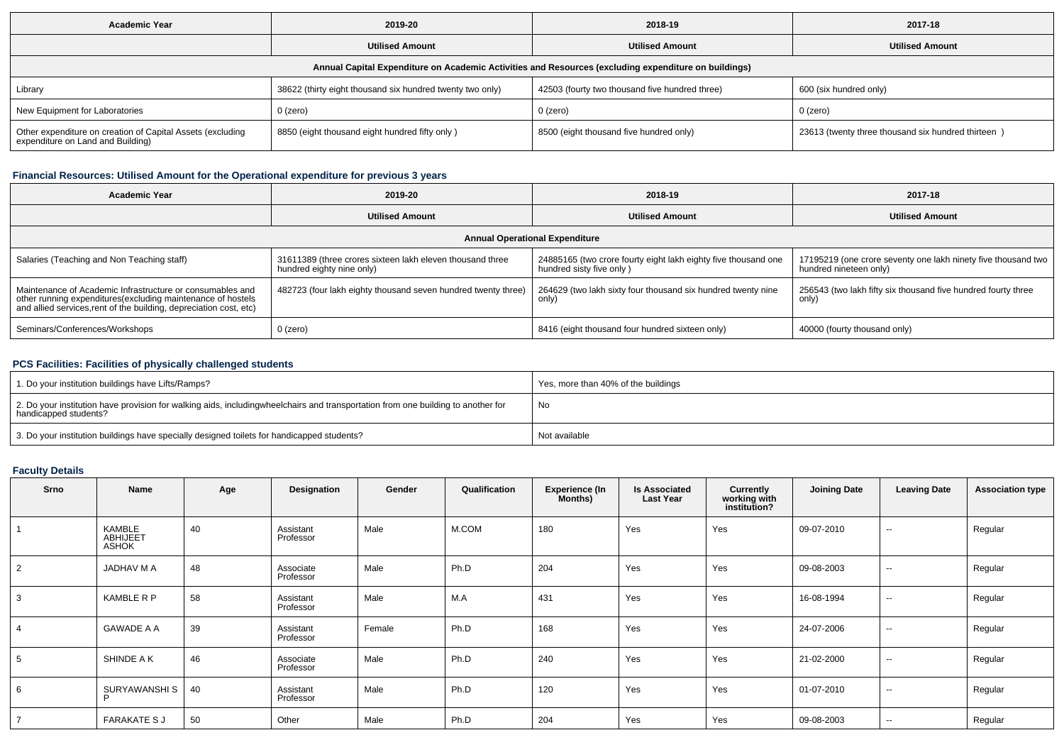| Academic Year | 2019-20 | 2018-19 | 2017-18 |
|---|---|---|---|
| | Utilised Amount | Utilised Amount | Utilised Amount |
| Annual Capital Expenditure on Academic Activities and Resources (excluding expenditure on buildings) | | | |
| Library | 38622 (thirty eight thousand six hundred twenty two only) | 42503 (fourty two thousand five hundred three) | 600 (six hundred only) |
| New Equipment for Laboratories | 0 (zero) | 0 (zero) | 0 (zero) |
| Other expenditure on creation of Capital Assets (excluding expenditure on Land and Building) | 8850 (eight thousand eight hundred fifty only ) | 8500 (eight thousand five hundred only) | 23613 (twenty three thousand six hundred thirteen ) |

## Financial Resources: Utilised Amount for the Operational expenditure for previous 3 years

| Academic Year | 2019-20 | 2018-19 | 2017-18 |
|---|---|---|---|
| | Utilised Amount | Utilised Amount | Utilised Amount |
| Annual Operational Expenditure | | | |
| Salaries (Teaching and Non Teaching staff) | 31611389 (three crores sixteen lakh eleven thousand three hundred eighty nine only) | 24885165 (two crore fourty eight lakh eighty five thousand one hundred sisty five only ) | 17195219 (one crore seventy one lakh ninety five thousand two hundred nineteen only) |
| Maintenance of Academic Infrastructure or consumables and other running expenditures(excluding maintenance of hostels and allied services,rent of the building, depreciation cost, etc) | 482723 (four lakh eighty thousand seven hundred twenty three) | 264629 (two lakh sixty four thousand six hundred twenty nine only) | 256543 (two lakh fifty six thousand five hundred fourty three only) |
| Seminars/Conferences/Workshops | 0 (zero) | 8416 (eight thousand four hundred sixteen only) | 40000 (fourty thousand only) |

## PCS Facilities: Facilities of physically challenged students

| | |
|---|---|
| 1. Do your institution buildings have Lifts/Ramps? | Yes, more than 40% of the buildings |
| 2. Do your institution have provision for walking aids, includingwheelchairs and transportation from one building to another for handicapped students? | No |
| 3. Do your institution buildings have specially designed toilets for handicapped students? | Not available |

## Faculty Details

| Srno | Name | Age | Designation | Gender | Qualification | Experience (In Months) | Is Associated Last Year | Currently working with institution? | Joining Date | Leaving Date | Association type |
|---|---|---|---|---|---|---|---|---|---|---|---|
| 1 | KAMBLE ABHIJEET ASHOK | 40 | Assistant Professor | Male | M.COM | 180 | Yes | Yes | 09-07-2010 | -- | Regular |
| 2 | JADHAV M A | 48 | Associate Professor | Male | Ph.D | 204 | Yes | Yes | 09-08-2003 | -- | Regular |
| 3 | KAMBLE R P | 58 | Assistant Professor | Male | M.A | 431 | Yes | Yes | 16-08-1994 | -- | Regular |
| 4 | GAWADE A A | 39 | Assistant Professor | Female | Ph.D | 168 | Yes | Yes | 24-07-2006 | -- | Regular |
| 5 | SHINDE A K | 46 | Associate Professor | Male | Ph.D | 240 | Yes | Yes | 21-02-2000 | -- | Regular |
| 6 | SURYAWANSHI S P | 40 | Assistant Professor | Male | Ph.D | 120 | Yes | Yes | 01-07-2010 | -- | Regular |
| 7 | FARAKATE S J | 50 | Other | Male | Ph.D | 204 | Yes | Yes | 09-08-2003 | -- | Regular |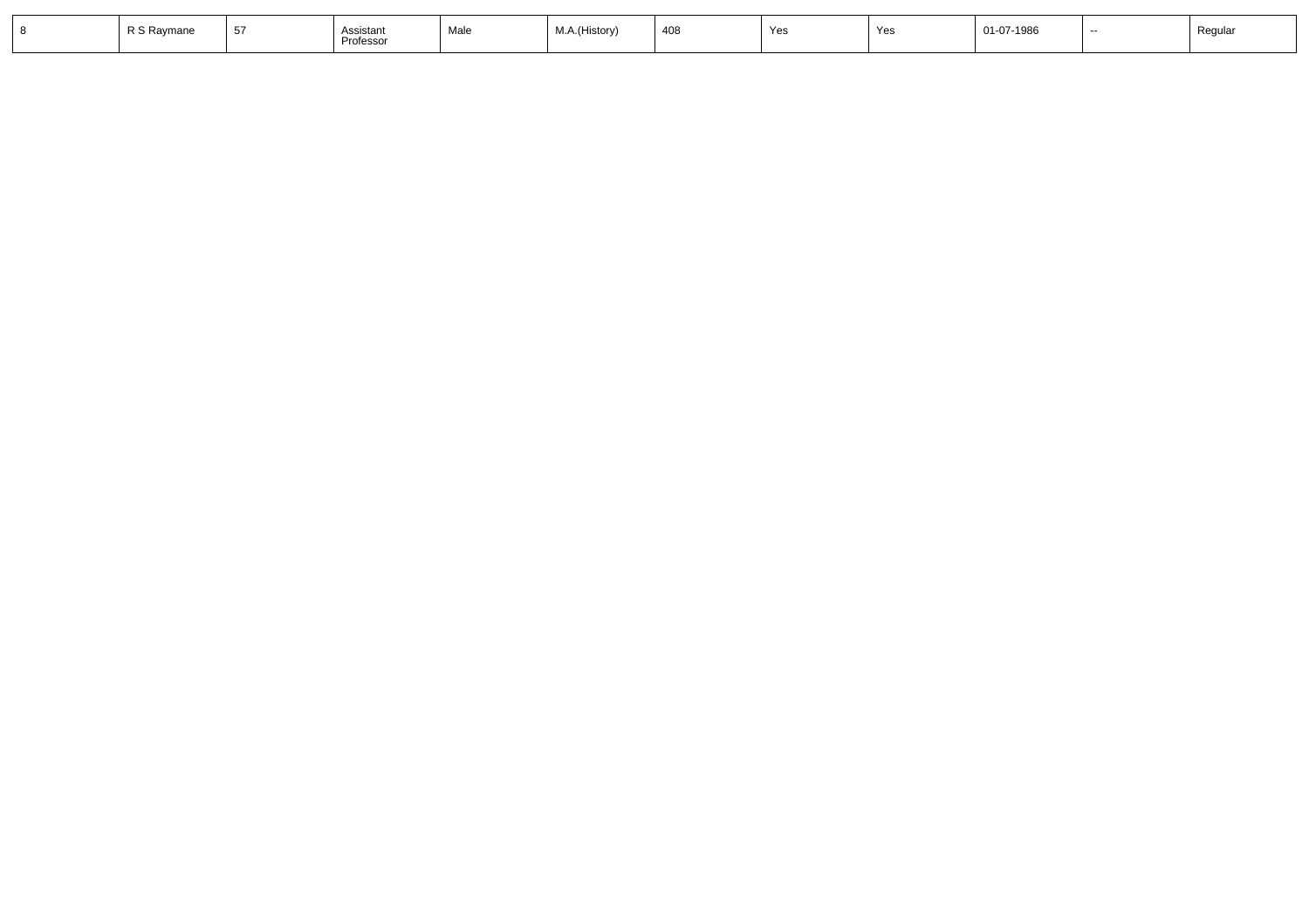| | | | | | | | | | | | |
|---|---|---|---|---|---|---|---|---|---|---|---|
| 8 | R S Raymane | 57 | Assistant Professor | Male | M.A.(History) | 408 | Yes | Yes | 01-07-1986 | -- | Regular |